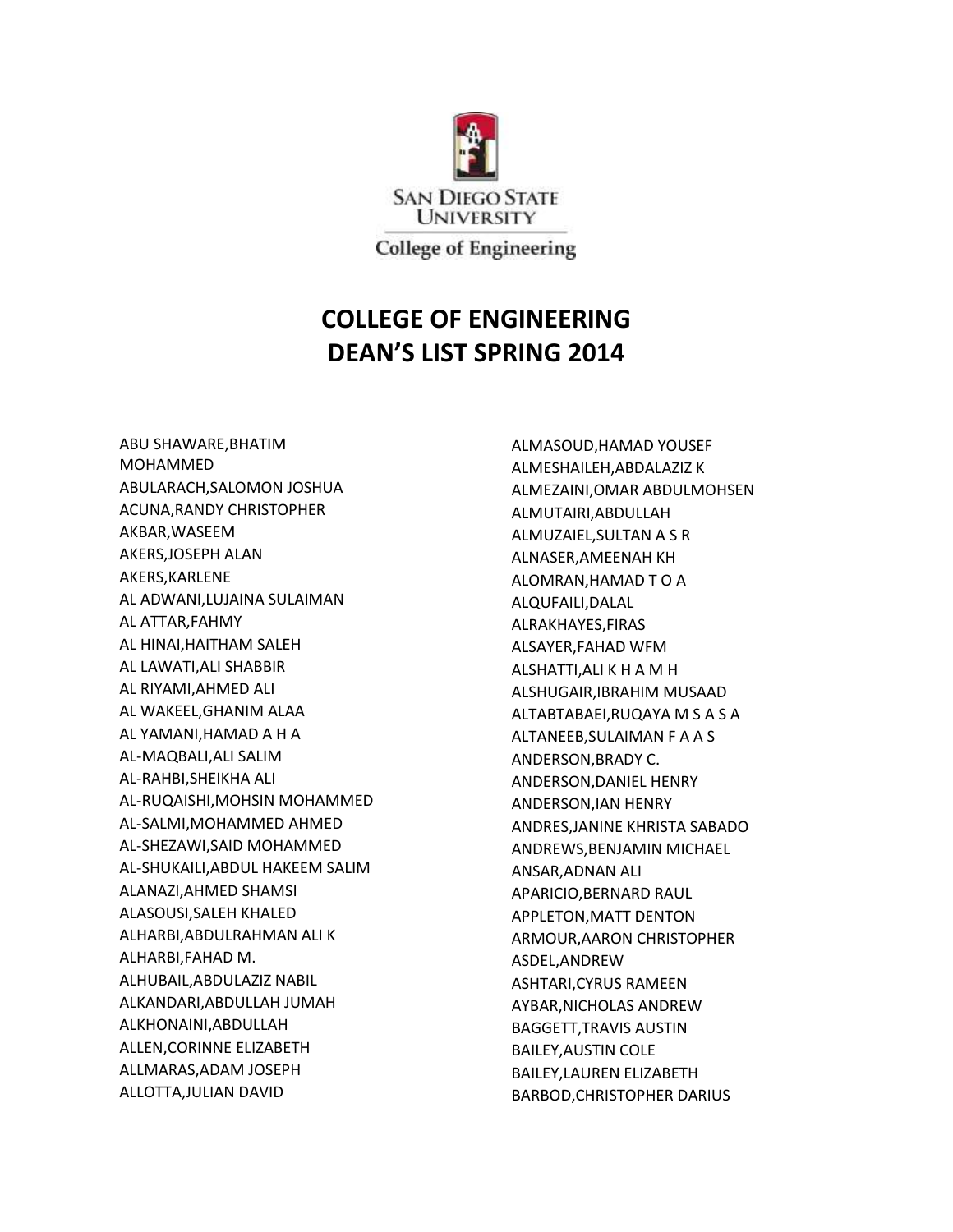San Diego State University

College of Engineering

# COLLEGE OF ENGINEERING
# DEAN'S LIST SPRING 2014

ABU SHAWARE,BHATIM MOHAMMED
ABULARACH,SALOMON JOSHUA
ACUNA,RANDY CHRISTOPHER
AKBAR,WASEEM
AKERS,JOSEPH ALAN
AKERS,KARLENE
AL ADWANI,LUJAINA SULAIMAN
AL ATTAR,FAHMY
AL HINAI,HAITHAM SALEH
AL LAWATI,ALI SHABBIR
AL RIYAMI,AHMED ALI
AL WAKEEL,GHANIM ALAA
AL YAMANI,HAMAD A H A
AL-MAQBALI,ALI SALIM
AL-RAHBI,SHEIKHA ALI
AL-RUQAISHI,MOHSIN MOHAMMED
AL-SALMI,MOHAMMED AHMED
AL-SHEZAWI,SAID MOHAMMED
AL-SHUKAILI,ABDUL HAKEEM SALIM
ALANAZI,AHMED SHAMSI
ALASOUSI,SALEH KHALED
ALHARBI,ABDULRAHMAN ALI K
ALHARBI,FAHAD M.
ALHUBAIL,ABDULAZIZ NABIL
ALKANDARI,ABDULLAH JUMAH
ALKHONAINI,ABDULLAH
ALLEN,CORINNE ELIZABETH
ALLMARAS,ADAM JOSEPH
ALLOTTA,JULIAN DAVID
ALMASOUD,HAMAD YOUSEF
ALMESHAILEH,ABDALAZIZ K
ALMEZAINI,OMAR ABDULMOHSEN
ALMUTAIRI,ABDULLAH
ALMUZAIEL,SULTAN A S R
ALNASER,AMEENAH KH
ALOMRAN,HAMAD T O A
ALQUFAILI,DALAL
ALRAKHAYES,FIRAS
ALSAYER,FAHAD WFM
ALSHATTI,ALI K H A M H
ALSHUGAIR,IBRAHIM MUSAAD
ALTABTABAEI,RUQAYA M S A S A
ALTANEEB,SULAIMAN F A A S
ANDERSON,BRADY C.
ANDERSON,DANIEL HENRY
ANDERSON,IAN HENRY
ANDRES,JANINE KHRISTA SABADO
ANDREWS,BENJAMIN MICHAEL
ANSAR,ADNAN ALI
APARICIO,BERNARD RAUL
APPLETON,MATT DENTON
ARMOUR,AARON CHRISTOPHER
ASDEL,ANDREW
ASHTARI,CYRUS RAMEEN
AYBAR,NICHOLAS ANDREW
BAGGETT,TRAVIS AUSTIN
BAILEY,AUSTIN COLE
BAILEY,LAUREN ELIZABETH
BARBOD,CHRISTOPHER DARIUS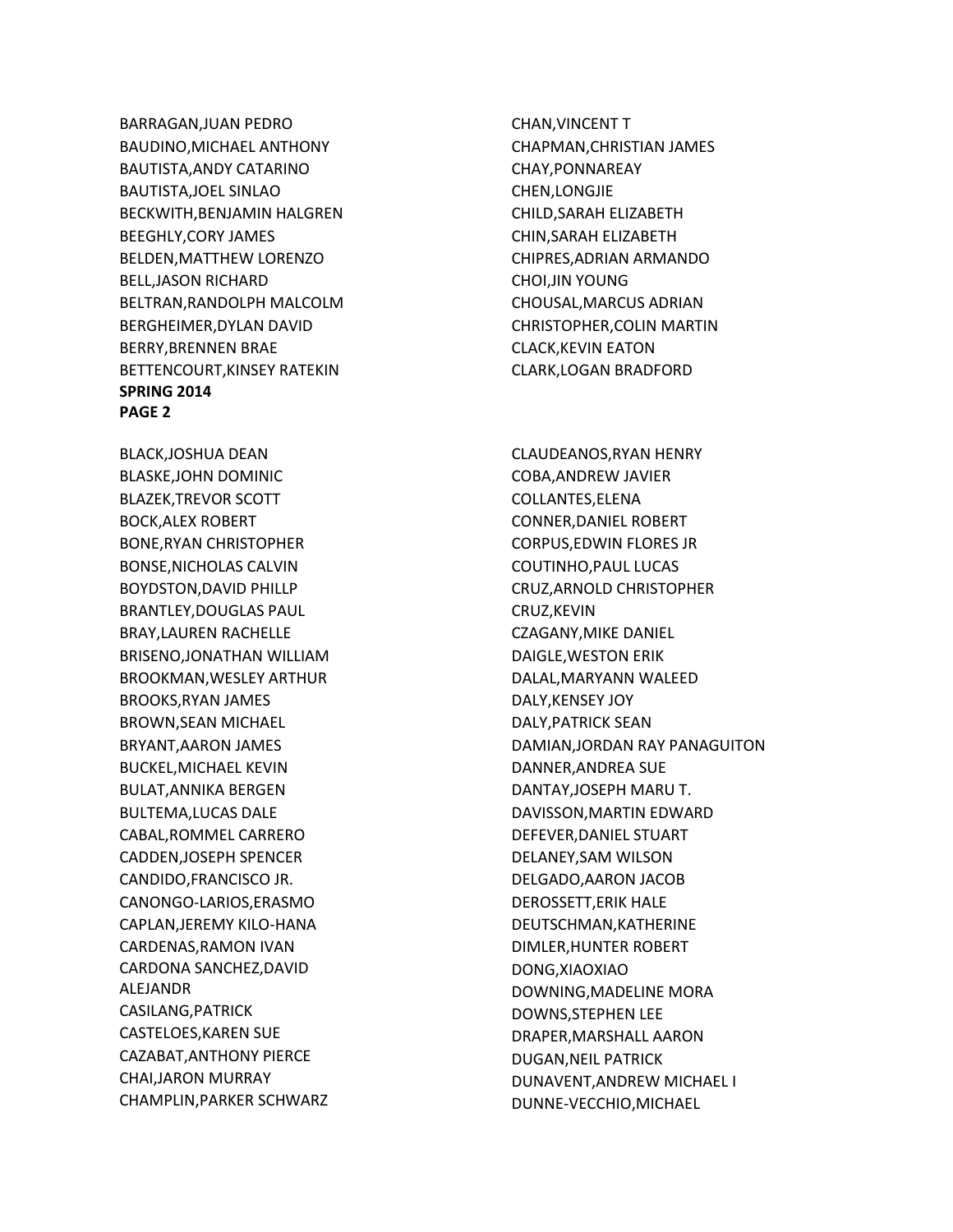BARRAGAN,JUAN PEDRO
BAUDINO,MICHAEL ANTHONY
BAUTISTA,ANDY CATARINO
BAUTISTA,JOEL SINLAO
BECKWITH,BENJAMIN HALGREN
BEEGHLY,CORY JAMES
BELDEN,MATTHEW LORENZO
BELL,JASON RICHARD
BELTRAN,RANDOLPH MALCOLM
BERGHEIMER,DYLAN DAVID
BERRY,BRENNEN BRAE
BETTENCOURT,KINSEY RATEKIN

CHAN,VINCENT T
CHAPMAN,CHRISTIAN JAMES
CHAY,PONNAREAY
CHEN,LONGJIE
CHILD,SARAH ELIZABETH
CHIN,SARAH ELIZABETH
CHIPRES,ADRIAN ARMANDO
CHOI,JIN YOUNG
CHOUSAL,MARCUS ADRIAN
CHRISTOPHER,COLIN MARTIN
CLACK,KEVIN EATON
CLARK,LOGAN BRADFORD

**SPRING 2014**
**PAGE 2**

BLACK,JOSHUA DEAN
BLASKE,JOHN DOMINIC
BLAZEK,TREVOR SCOTT
BOCK,ALEX ROBERT
BONE,RYAN CHRISTOPHER
BONSE,NICHOLAS CALVIN
BOYDSTON,DAVID PHILLP
BRANTLEY,DOUGLAS PAUL
BRAY,LAUREN RACHELLE
BRISENO,JONATHAN WILLIAM
BROOKMAN,WESLEY ARTHUR
BROOKS,RYAN JAMES
BROWN,SEAN MICHAEL
BRYANT,AARON JAMES
BUCKEL,MICHAEL KEVIN
BULAT,ANNIKA BERGEN
BULTEMA,LUCAS DALE
CABAL,ROMMEL CARRERO
CADDEN,JOSEPH SPENCER
CANDIDO,FRANCISCO JR.
CANONGO-LARIOS,ERASMO
CAPLAN,JEREMY KILO-HANA
CARDENAS,RAMON IVAN
CARDONA SANCHEZ,DAVID ALEJANDR
CASILANG,PATRICK
CASTELOES,KAREN SUE
CAZABAT,ANTHONY PIERCE
CHAI,JARON MURRAY
CHAMPLIN,PARKER SCHWARZ

CLAUDEANOS,RYAN HENRY
COBA,ANDREW JAVIER
COLLANTES,ELENA
CONNER,DANIEL ROBERT
CORPUS,EDWIN FLORES JR
COUTINHO,PAUL LUCAS
CRUZ,ARNOLD CHRISTOPHER
CRUZ,KEVIN
CZAGANY,MIKE DANIEL
DAIGLE,WESTON ERIK
DALAL,MARYANN WALEED
DALY,KENSEY JOY
DALY,PATRICK SEAN
DAMIAN,JORDAN RAY PANAGUITON
DANNER,ANDREA SUE
DANTAY,JOSEPH MARU T.
DAVISSON,MARTIN EDWARD
DEFEVER,DANIEL STUART
DELANEY,SAM WILSON
DELGADO,AARON JACOB
DEROSSETT,ERIK HALE
DEUTSCHMAN,KATHERINE
DIMLER,HUNTER ROBERT
DONG,XIAOXIAO
DOWNING,MADELINE MORA
DOWNS,STEPHEN LEE
DRAPER,MARSHALL AARON
DUGAN,NEIL PATRICK
DUNAVENT,ANDREW MICHAEL I
DUNNE-VECCHIO,MICHAEL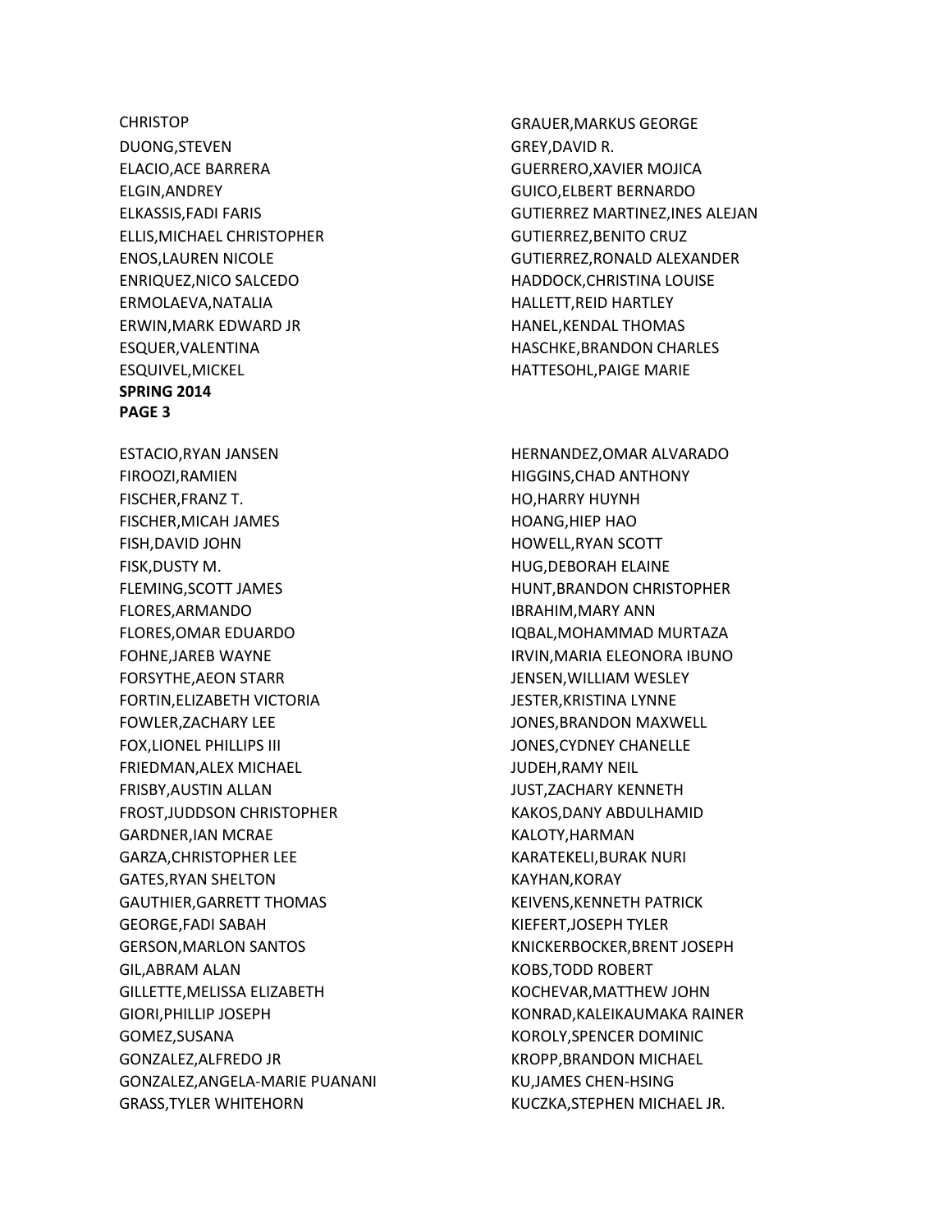CHRISTOP
DUONG,STEVEN
ELACIO,ACE BARRERA
ELGIN,ANDREY
ELKASSIS,FADI FARIS
ELLIS,MICHAEL CHRISTOPHER
ENOS,LAUREN NICOLE
ENRIQUEZ,NICO SALCEDO
ERMOLAEVA,NATALIA
ERWIN,MARK EDWARD JR
ESQUER,VALENTINA
ESQUIVEL,MICKEL

GRAUER,MARKUS GEORGE
GREY,DAVID R.
GUERRERO,XAVIER MOJICA
GUICO,ELBERT BERNARDO
GUTIERREZ MARTINEZ,INES ALEJAN
GUTIERREZ,BENITO CRUZ
GUTIERREZ,RONALD ALEXANDER
HADDOCK,CHRISTINA LOUISE
HALLETT,REID HARTLEY
HANEL,KENDAL THOMAS
HASCHKE,BRANDON CHARLES
HATTESOHL,PAIGE MARIE

**SPRING 2014**
**PAGE 3**

ESTACIO,RYAN JANSEN
FIROOZI,RAMIEN
FISCHER,FRANZ T.
FISCHER,MICAH JAMES
FISH,DAVID JOHN
FISK,DUSTY M.
FLEMING,SCOTT JAMES
FLORES,ARMANDO
FLORES,OMAR EDUARDO
FOHNE,JAREB WAYNE
FORSYTHE,AEON STARR
FORTIN,ELIZABETH VICTORIA
FOWLER,ZACHARY LEE
FOX,LIONEL PHILLIPS III
FRIEDMAN,ALEX MICHAEL
FRISBY,AUSTIN ALLAN
FROST,JUDDSON CHRISTOPHER
GARDNER,IAN MCRAE
GARZA,CHRISTOPHER LEE
GATES,RYAN SHELTON
GAUTHIER,GARRETT THOMAS
GEORGE,FADI SABAH
GERSON,MARLON SANTOS
GIL,ABRAM ALAN
GILLETTE,MELISSA ELIZABETH
GIORI,PHILLIP JOSEPH
GOMEZ,SUSANA
GONZALEZ,ALFREDO JR
GONZALEZ,ANGELA-MARIE PUANANI
GRASS,TYLER WHITEHORN

HERNANDEZ,OMAR ALVARADO
HIGGINS,CHAD ANTHONY
HO,HARRY HUYNH
HOANG,HIEP HAO
HOWELL,RYAN SCOTT
HUG,DEBORAH ELAINE
HUNT,BRANDON CHRISTOPHER
IBRAHIM,MARY ANN
IQBAL,MOHAMMAD MURTAZA
IRVIN,MARIA ELEONORA IBUNO
JENSEN,WILLIAM WESLEY
JESTER,KRISTINA LYNNE
JONES,BRANDON MAXWELL
JONES,CYDNEY CHANELLE
JUDEH,RAMY NEIL
JUST,ZACHARY KENNETH
KAKOS,DANY ABDULHAMID
KALOTY,HARMAN
KARATEKELI,BURAK NURI
KAYHAN,KORAY
KEIVENS,KENNETH PATRICK
KIEFERT,JOSEPH TYLER
KNICKERBOCKER,BRENT JOSEPH
KOBS,TODD ROBERT
KOCHEVAR,MATTHEW JOHN
KONRAD,KALEIKAUMAKA RAINER
KOROLY,SPENCER DOMINIC
KROPP,BRANDON MICHAEL
KU,JAMES CHEN-HSING
KUCZKA,STEPHEN MICHAEL JR.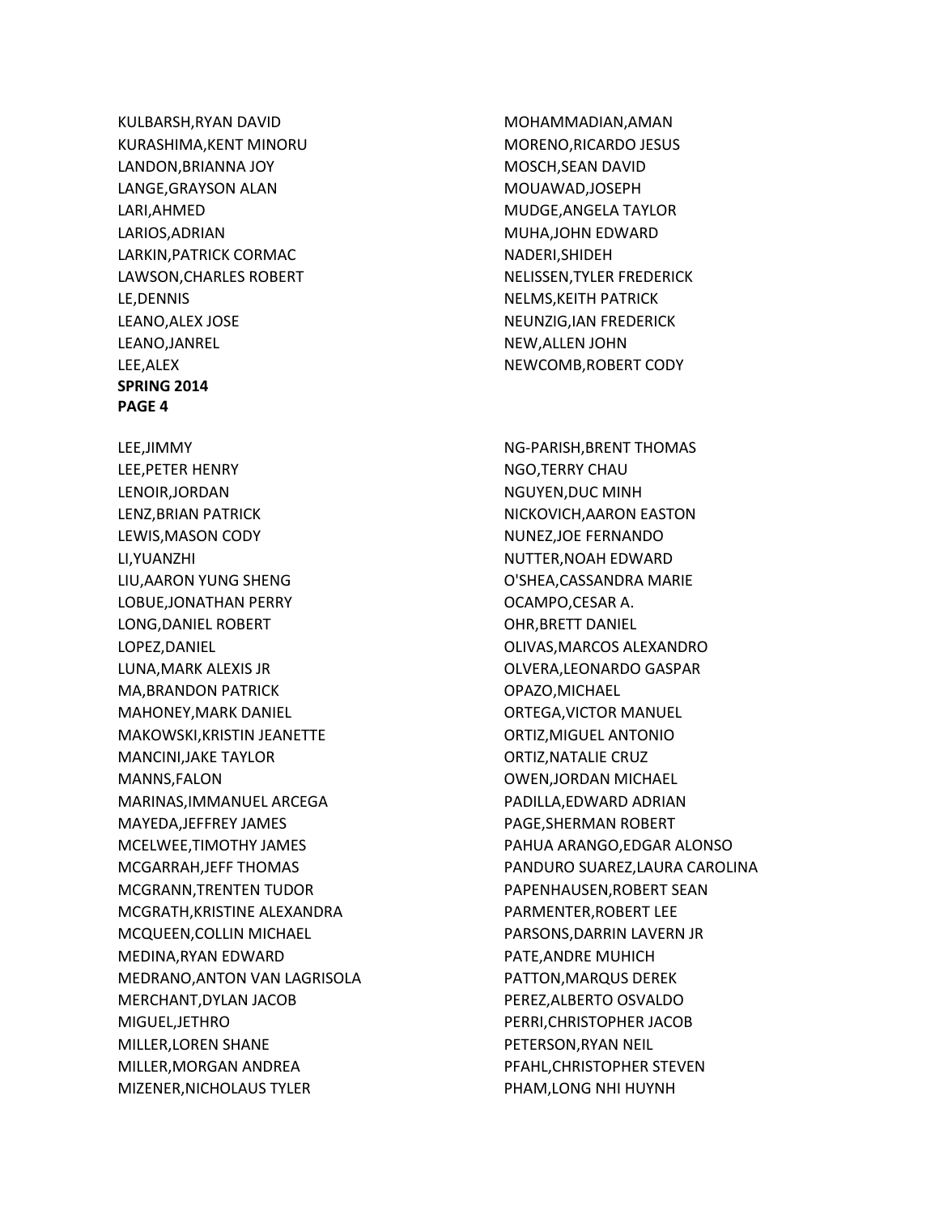KULBARSH,RYAN DAVID
KURASHIMA,KENT MINORU
LANDON,BRIANNA JOY
LANGE,GRAYSON ALAN
LARI,AHMED
LARIOS,ADRIAN
LARKIN,PATRICK CORMAC
LAWSON,CHARLES ROBERT
LE,DENNIS
LEANO,ALEX JOSE
LEANO,JANREL
LEE,ALEX

MOHAMMADIAN,AMAN
MORENO,RICARDO JESUS
MOSCH,SEAN DAVID
MOUAWAD,JOSEPH
MUDGE,ANGELA TAYLOR
MUHA,JOHN EDWARD
NADERI,SHIDEH
NELISSEN,TYLER FREDERICK
NELMS,KEITH PATRICK
NEUNZIG,IAN FREDERICK
NEW,ALLEN JOHN
NEWCOMB,ROBERT CODY

**SPRING 2014**
**PAGE 4**

LEE,JIMMY
LEE,PETER HENRY
LENOIR,JORDAN
LENZ,BRIAN PATRICK
LEWIS,MASON CODY
LI,YUANZHI
LIU,AARON YUNG SHENG
LOBUE,JONATHAN PERRY
LONG,DANIEL ROBERT
LOPEZ,DANIEL
LUNA,MARK ALEXIS JR
MA,BRANDON PATRICK
MAHONEY,MARK DANIEL
MAKOWSKI,KRISTIN JEANETTE
MANCINI,JAKE TAYLOR
MANNS,FALON
MARINAS,IMMANUEL ARCEGA
MAYEDA,JEFFREY JAMES
MCELWEE,TIMOTHY JAMES
MCGARRAH,JEFF THOMAS
MCGRANN,TRENTEN TUDOR
MCGRATH,KRISTINE ALEXANDRA
MCQUEEN,COLLIN MICHAEL
MEDINA,RYAN EDWARD
MEDRANO,ANTON VAN LAGRISOLA
MERCHANT,DYLAN JACOB
MIGUEL,JETHRO
MILLER,LOREN SHANE
MILLER,MORGAN ANDREA
MIZENER,NICHOLAUS TYLER

NG-PARISH,BRENT THOMAS
NGO,TERRY CHAU
NGUYEN,DUC MINH
NICKOVICH,AARON EASTON
NUNEZ,JOE FERNANDO
NUTTER,NOAH EDWARD
O'SHEA,CASSANDRA MARIE
OCAMPO,CESAR A.
OHR,BRETT DANIEL
OLIVAS,MARCOS ALEXANDRO
OLVERA,LEONARDO GASPAR
OPAZO,MICHAEL
ORTEGA,VICTOR MANUEL
ORTIZ,MIGUEL ANTONIO
ORTIZ,NATALIE CRUZ
OWEN,JORDAN MICHAEL
PADILLA,EDWARD ADRIAN
PAGE,SHERMAN ROBERT
PAHUA ARANGO,EDGAR ALONSO
PANDURO SUAREZ,LAURA CAROLINA
PAPENHAUSEN,ROBERT SEAN
PARMENTER,ROBERT LEE
PARSONS,DARRIN LAVERN JR
PATE,ANDRE MUHICH
PATTON,MARQUS DEREK
PEREZ,ALBERTO OSVALDO
PERRI,CHRISTOPHER JACOB
PETERSON,RYAN NEIL
PFAHL,CHRISTOPHER STEVEN
PHAM,LONG NHI HUYNH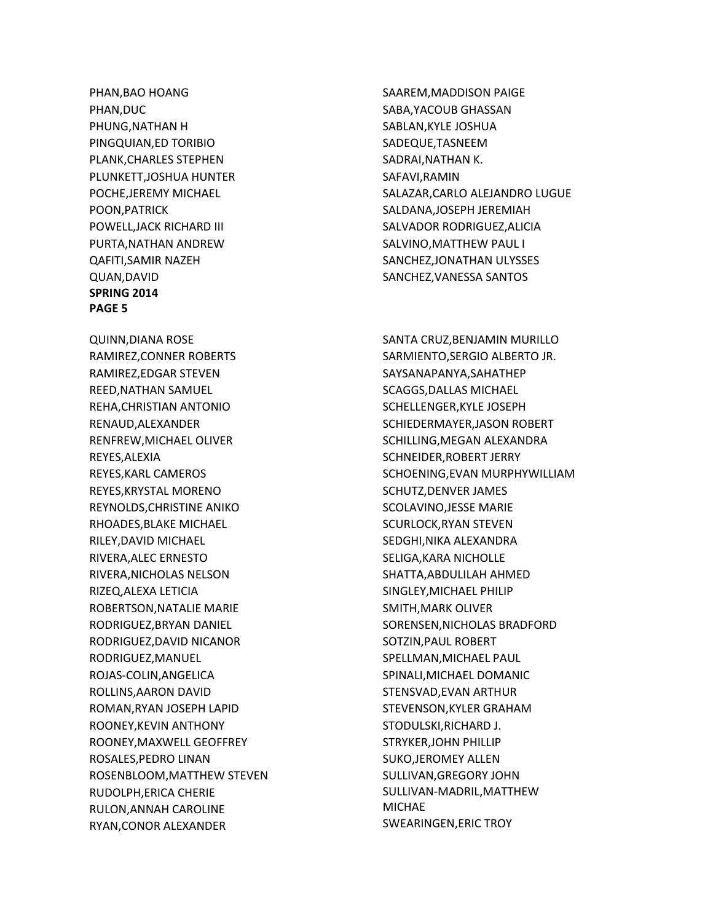PHAN,BAO HOANG
PHAN,DUC
PHUNG,NATHAN H
PINGQUIAN,ED TORIBIO
PLANK,CHARLES STEPHEN
PLUNKETT,JOSHUA HUNTER
POCHE,JEREMY MICHAEL
POON,PATRICK
POWELL,JACK RICHARD III
PURTA,NATHAN ANDREW
QAFITI,SAMIR NAZEH
QUAN,DAVID

**SPRING 2014**
**PAGE 5**

QUINN,DIANA ROSE
RAMIREZ,CONNER ROBERTS
RAMIREZ,EDGAR STEVEN
REED,NATHAN SAMUEL
REHA,CHRISTIAN ANTONIO
RENAUD,ALEXANDER
RENFREW,MICHAEL OLIVER
REYES,ALEXIA
REYES,KARL CAMEROS
REYES,KRYSTAL MORENO
REYNOLDS,CHRISTINE ANIKO
RHOADES,BLAKE MICHAEL
RILEY,DAVID MICHAEL
RIVERA,ALEC ERNESTO
RIVERA,NICHOLAS NELSON
RIZEQ,ALEXA LETICIA
ROBERTSON,NATALIE MARIE
RODRIGUEZ,BRYAN DANIEL
RODRIGUEZ,DAVID NICANOR
RODRIGUEZ,MANUEL
ROJAS-COLIN,ANGELICA
ROLLINS,AARON DAVID
ROMAN,RYAN JOSEPH LAPID
ROONEY,KEVIN ANTHONY
ROONEY,MAXWELL GEOFFREY
ROSALES,PEDRO LINAN
ROSENBLOOM,MATTHEW STEVEN
RUDOLPH,ERICA CHERIE
RULON,ANNAH CAROLINE
RYAN,CONOR ALEXANDER

SAAREM,MADDISON PAIGE
SABA,YACOUB GHASSAN
SABLAN,KYLE JOSHUA
SADEQUE,TASNEEM
SADRAI,NATHAN K.
SAFAVI,RAMIN
SALAZAR,CARLO ALEJANDRO LUGUE
SALDANA,JOSEPH JEREMIAH
SALVADOR RODRIGUEZ,ALICIA
SALVINO,MATTHEW PAUL I
SANCHEZ,JONATHAN ULYSSES
SANCHEZ,VANESSA SANTOS

SANTA CRUZ,BENJAMIN MURILLO
SARMIENTO,SERGIO ALBERTO JR.
SAYSANAPANYA,SAHATHEP
SCAGGS,DALLAS MICHAEL
SCHELLENGER,KYLE JOSEPH
SCHIEDERMAYER,JASON ROBERT
SCHILLING,MEGAN ALEXANDRA
SCHNEIDER,ROBERT JERRY
SCHOENING,EVAN MURPHYWILLIAM
SCHUTZ,DENVER JAMES
SCOLAVINO,JESSE MARIE
SCURLOCK,RYAN STEVEN
SEDGHI,NIKA ALEXANDRA
SELIGA,KARA NICHOLLE
SHATTA,ABDULILAH AHMED
SINGLEY,MICHAEL PHILIP
SMITH,MARK OLIVER
SORENSEN,NICHOLAS BRADFORD
SOTZIN,PAUL ROBERT
SPELLMAN,MICHAEL PAUL
SPINALI,MICHAEL DOMANIC
STENSVAD,EVAN ARTHUR
STEVENSON,KYLER GRAHAM
STODULSKI,RICHARD J.
STRYKER,JOHN PHILLIP
SUKO,JEROMEY ALLEN
SULLIVAN,GREGORY JOHN
SULLIVAN-MADRIL,MATTHEW MICHAE
SWEARINGEN,ERIC TROY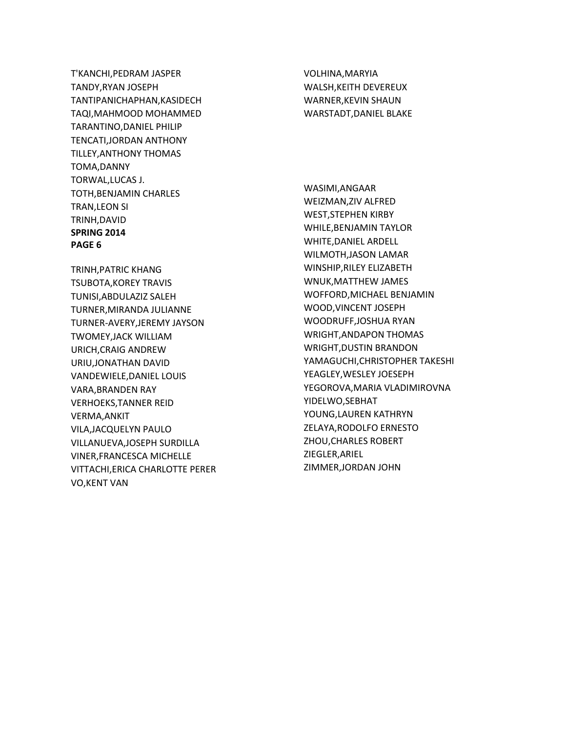T'KANCHI,PEDRAM JASPER
TANDY,RYAN JOSEPH
TANTIPANICHAPHAN,KASIDECH
TAQI,MAHMOOD MOHAMMED
TARANTINO,DANIEL PHILIP
TENCATI,JORDAN ANTHONY
TILLEY,ANTHONY THOMAS
TOMA,DANNY
TORWAL,LUCAS J.
TOTH,BENJAMIN CHARLES
TRAN,LEON SI
TRINH,DAVID
TRINH,PATRIC KHANG
TSUBOTA,KOREY TRAVIS
TUNISI,ABDULAZIZ SALEH
TURNER,MIRANDA JULIANNE
TURNER-AVERY,JEREMY JAYSON
TWOMEY,JACK WILLIAM
URICH,CRAIG ANDREW
URIU,JONATHAN DAVID
VANDEWIELE,DANIEL LOUIS
VARA,BRANDEN RAY
VERHOEKS,TANNER REID
VERMA,ANKIT
VILA,JACQUELYN PAULO
VILLANUEVA,JOSEPH SURDILLA
VINER,FRANCESCA MICHELLE
VITTACHI,ERICA CHARLOTTE PERER
VO,KENT VAN
VOLHINA,MARYIA
WALSH,KEITH DEVEREUX
WARNER,KEVIN SHAUN
WARSTADT,DANIEL BLAKE
WASIMI,ANGAAR
WEIZMAN,ZIV ALFRED
WEST,STEPHEN KIRBY
WHILE,BENJAMIN TAYLOR
WHITE,DANIEL ARDELL
WILMOTH,JASON LAMAR
WINSHIP,RILEY ELIZABETH
WNUK,MATTHEW JAMES
WOFFORD,MICHAEL BENJAMIN
WOOD,VINCENT JOSEPH
WOODRUFF,JOSHUA RYAN
WRIGHT,ANDAPON THOMAS
WRIGHT,DUSTIN BRANDON
YAMAGUCHI,CHRISTOPHER TAKESHI
YEAGLEY,WESLEY JOESEPH
YEGOROVA,MARIA VLADIMIROVNA
YIDELWO,SEBHAT
YOUNG,LAUREN KATHRYN
ZELAYA,RODOLFO ERNESTO
ZHOU,CHARLES ROBERT
ZIEGLER,ARIEL
ZIMMER,JORDAN JOHN